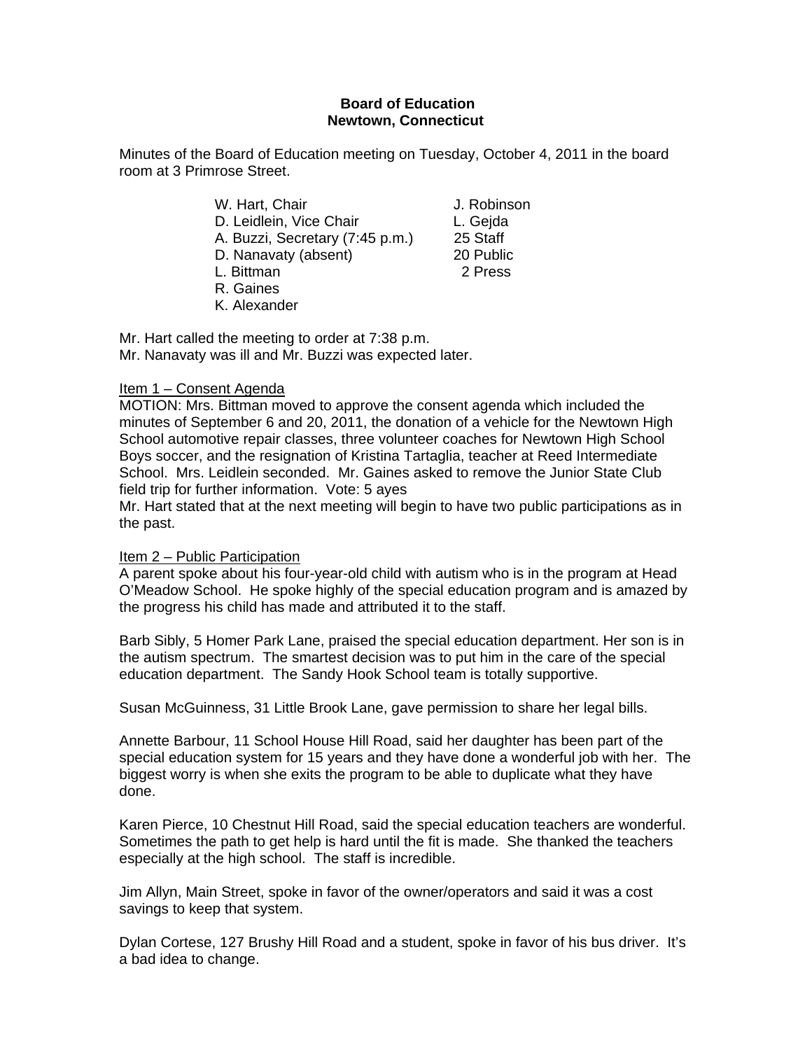**Board of Education**
**Newtown, Connecticut**

Minutes of the Board of Education meeting on Tuesday, October 4, 2011 in the board room at 3 Primrose Street.

| | |
|---|---|
| W. Hart, Chair | J. Robinson |
| D. Leidlein, Vice Chair | L. Gejda |
| A. Buzzi, Secretary (7:45 p.m.) | 25 Staff |
| D. Nanavaty (absent) | 20 Public |
| L. Bittman | 2 Press |
| R. Gaines | |
| K. Alexander | |

Mr. Hart called the meeting to order at 7:38 p.m.
Mr. Nanavaty was ill and Mr. Buzzi was expected later.

Item 1 – Consent Agenda
MOTION: Mrs. Bittman moved to approve the consent agenda which included the minutes of September 6 and 20, 2011, the donation of a vehicle for the Newtown High School automotive repair classes, three volunteer coaches for Newtown High School Boys soccer, and the resignation of Kristina Tartaglia, teacher at Reed Intermediate School. Mrs. Leidlein seconded. Mr. Gaines asked to remove the Junior State Club field trip for further information. Vote: 5 ayes
Mr. Hart stated that at the next meeting will begin to have two public participations as in the past.

Item 2 – Public Participation
A parent spoke about his four-year-old child with autism who is in the program at Head O'Meadow School. He spoke highly of the special education program and is amazed by the progress his child has made and attributed it to the staff.

Barb Sibly, 5 Homer Park Lane, praised the special education department. Her son is in the autism spectrum. The smartest decision was to put him in the care of the special education department. The Sandy Hook School team is totally supportive.

Susan McGuinness, 31 Little Brook Lane, gave permission to share her legal bills.

Annette Barbour, 11 School House Hill Road, said her daughter has been part of the special education system for 15 years and they have done a wonderful job with her. The biggest worry is when she exits the program to be able to duplicate what they have done.

Karen Pierce, 10 Chestnut Hill Road, said the special education teachers are wonderful. Sometimes the path to get help is hard until the fit is made. She thanked the teachers especially at the high school. The staff is incredible.

Jim Allyn, Main Street, spoke in favor of the owner/operators and said it was a cost savings to keep that system.

Dylan Cortese, 127 Brushy Hill Road and a student, spoke in favor of his bus driver. It's a bad idea to change.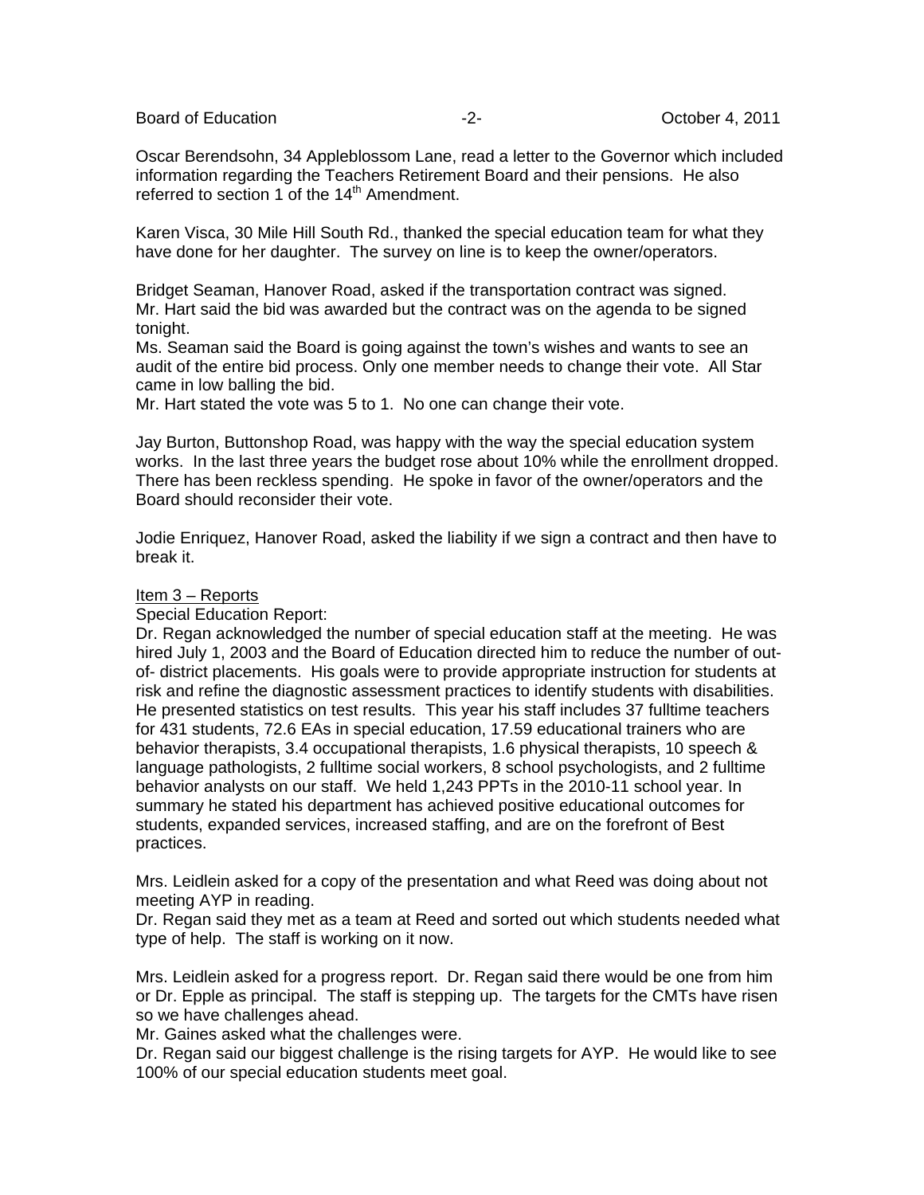Oscar Berendsohn, 34 Appleblossom Lane, read a letter to the Governor which included information regarding the Teachers Retirement Board and their pensions. He also referred to section 1 of the 14th Amendment.

Karen Visca, 30 Mile Hill South Rd., thanked the special education team for what they have done for her daughter. The survey on line is to keep the owner/operators.

Bridget Seaman, Hanover Road, asked if the transportation contract was signed.
Mr. Hart said the bid was awarded but the contract was on the agenda to be signed tonight.
Ms. Seaman said the Board is going against the town's wishes and wants to see an audit of the entire bid process. Only one member needs to change their vote. All Star came in low balling the bid.
Mr. Hart stated the vote was 5 to 1. No one can change their vote.

Jay Burton, Buttonshop Road, was happy with the way the special education system works. In the last three years the budget rose about 10% while the enrollment dropped. There has been reckless spending. He spoke in favor of the owner/operators and the Board should reconsider their vote.

Jodie Enriquez, Hanover Road, asked the liability if we sign a contract and then have to break it.

Item 3 – Reports

Special Education Report:
Dr. Regan acknowledged the number of special education staff at the meeting. He was hired July 1, 2003 and the Board of Education directed him to reduce the number of out-of- district placements. His goals were to provide appropriate instruction for students at risk and refine the diagnostic assessment practices to identify students with disabilities. He presented statistics on test results. This year his staff includes 37 fulltime teachers for 431 students, 72.6 EAs in special education, 17.59 educational trainers who are behavior therapists, 3.4 occupational therapists, 1.6 physical therapists, 10 speech & language pathologists, 2 fulltime social workers, 8 school psychologists, and 2 fulltime behavior analysts on our staff. We held 1,243 PPTs in the 2010-11 school year. In summary he stated his department has achieved positive educational outcomes for students, expanded services, increased staffing, and are on the forefront of Best practices.

Mrs. Leidlein asked for a copy of the presentation and what Reed was doing about not meeting AYP in reading.
Dr. Regan said they met as a team at Reed and sorted out which students needed what type of help. The staff is working on it now.

Mrs. Leidlein asked for a progress report. Dr. Regan said there would be one from him or Dr. Epple as principal. The staff is stepping up. The targets for the CMTs have risen so we have challenges ahead.
Mr. Gaines asked what the challenges were.
Dr. Regan said our biggest challenge is the rising targets for AYP. He would like to see 100% of our special education students meet goal.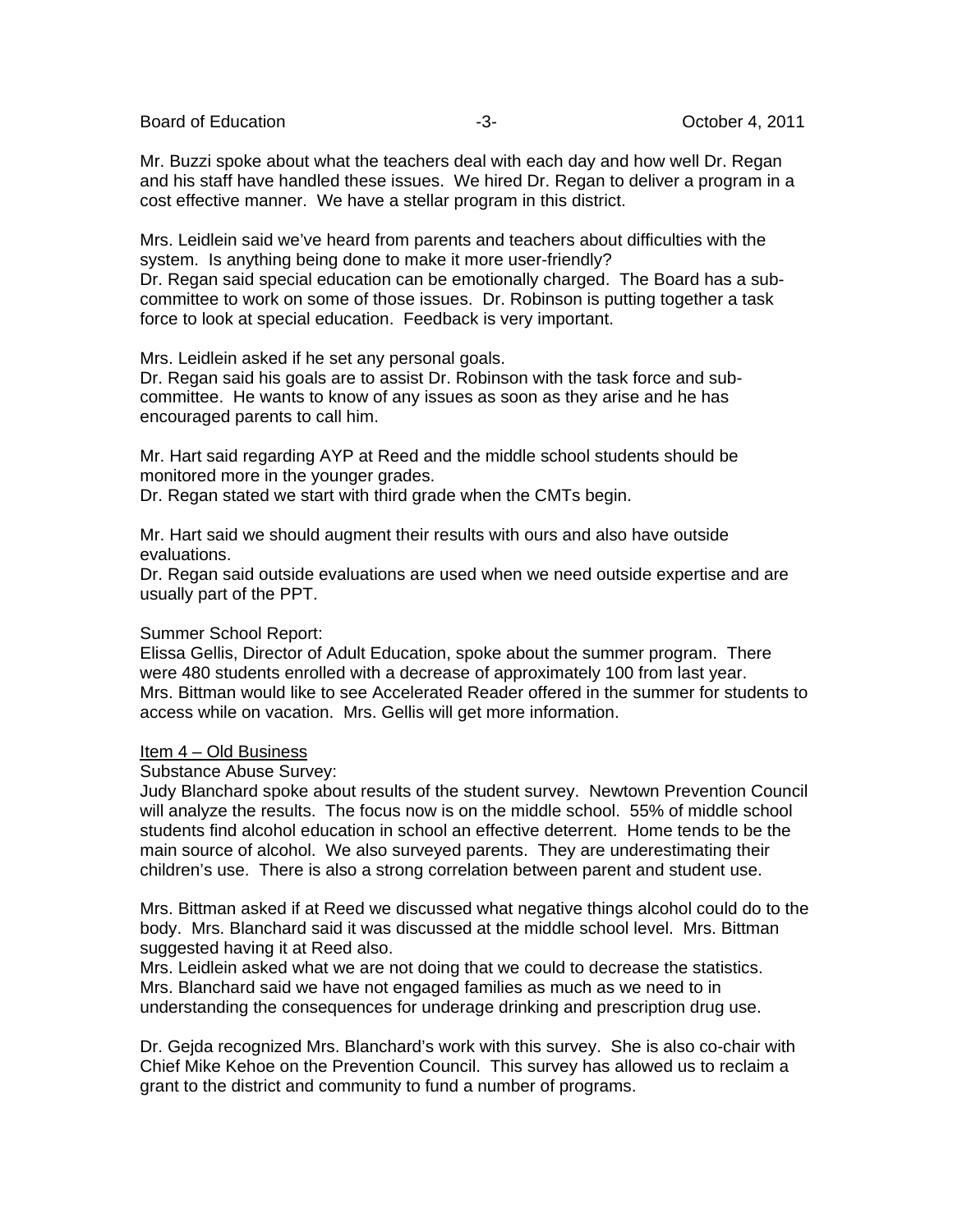Mr. Buzzi spoke about what the teachers deal with each day and how well Dr. Regan and his staff have handled these issues. We hired Dr. Regan to deliver a program in a cost effective manner. We have a stellar program in this district.

Mrs. Leidlein said we've heard from parents and teachers about difficulties with the system. Is anything being done to make it more user-friendly?
Dr. Regan said special education can be emotionally charged. The Board has a sub-committee to work on some of those issues. Dr. Robinson is putting together a task force to look at special education. Feedback is very important.

Mrs. Leidlein asked if he set any personal goals.
Dr. Regan said his goals are to assist Dr. Robinson with the task force and sub-committee. He wants to know of any issues as soon as they arise and he has encouraged parents to call him.

Mr. Hart said regarding AYP at Reed and the middle school students should be monitored more in the younger grades.
Dr. Regan stated we start with third grade when the CMTs begin.

Mr. Hart said we should augment their results with ours and also have outside evaluations.
Dr. Regan said outside evaluations are used when we need outside expertise and are usually part of the PPT.

Summer School Report:
Elissa Gellis, Director of Adult Education, spoke about the summer program. There were 480 students enrolled with a decrease of approximately 100 from last year.
Mrs. Bittman would like to see Accelerated Reader offered in the summer for students to access while on vacation. Mrs. Gellis will get more information.

<u>Item 4 – Old Business</u>

Substance Abuse Survey:
Judy Blanchard spoke about results of the student survey. Newtown Prevention Council will analyze the results. The focus now is on the middle school. 55% of middle school students find alcohol education in school an effective deterrent. Home tends to be the main source of alcohol. We also surveyed parents. They are underestimating their children's use. There is also a strong correlation between parent and student use.

Mrs. Bittman asked if at Reed we discussed what negative things alcohol could do to the body. Mrs. Blanchard said it was discussed at the middle school level. Mrs. Bittman suggested having it at Reed also.
Mrs. Leidlein asked what we are not doing that we could to decrease the statistics.
Mrs. Blanchard said we have not engaged families as much as we need to in understanding the consequences for underage drinking and prescription drug use.

Dr. Gejda recognized Mrs. Blanchard's work with this survey. She is also co-chair with Chief Mike Kehoe on the Prevention Council. This survey has allowed us to reclaim a grant to the district and community to fund a number of programs.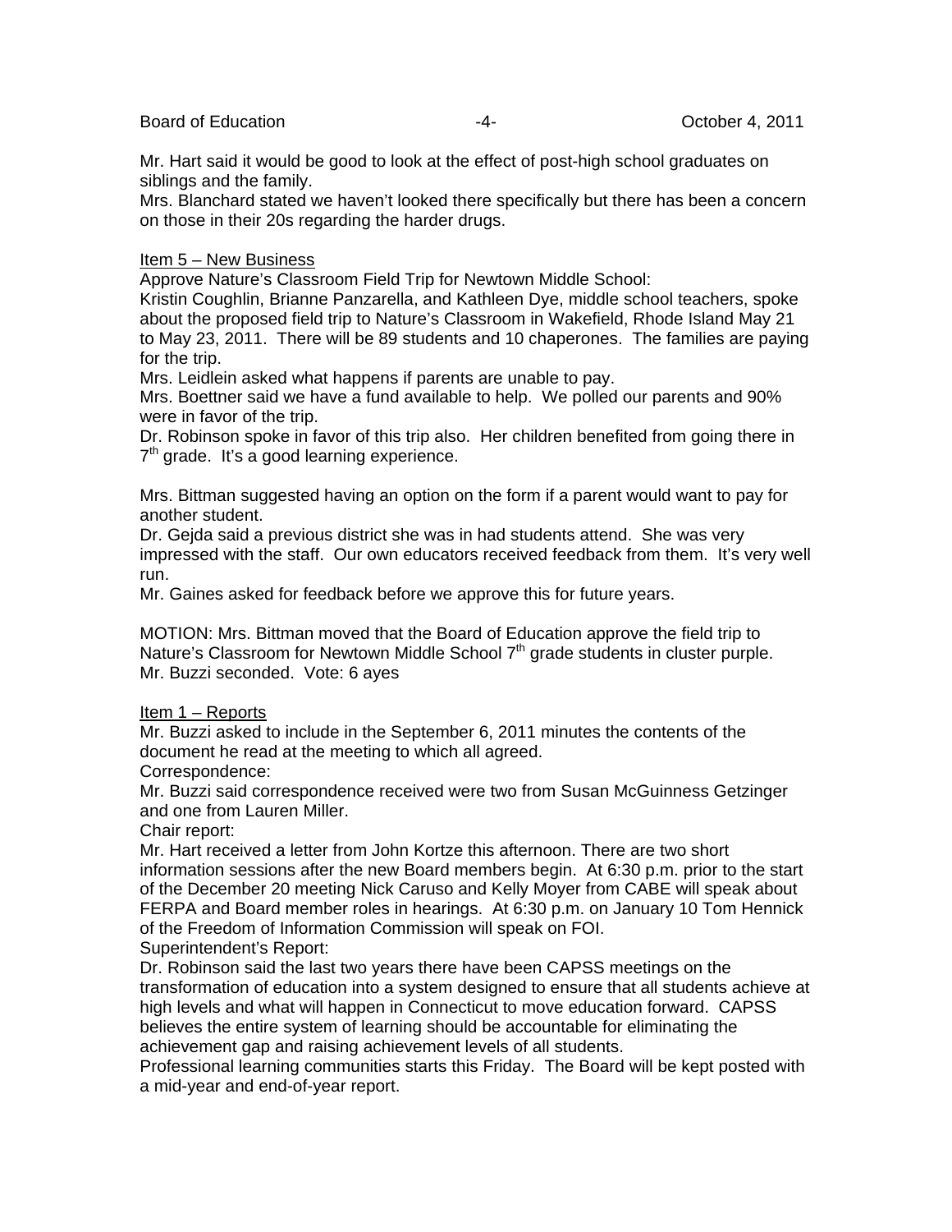Mr. Hart said it would be good to look at the effect of post-high school graduates on siblings and the family.
Mrs. Blanchard stated we haven't looked there specifically but there has been a concern on those in their 20s regarding the harder drugs.

Item 5 – New Business

Approve Nature's Classroom Field Trip for Newtown Middle School:
Kristin Coughlin, Brianne Panzarella, and Kathleen Dye, middle school teachers, spoke about the proposed field trip to Nature's Classroom in Wakefield, Rhode Island May 21 to May 23, 2011. There will be 89 students and 10 chaperones. The families are paying for the trip.
Mrs. Leidlein asked what happens if parents are unable to pay.
Mrs. Boettner said we have a fund available to help. We polled our parents and 90% were in favor of the trip.
Dr. Robinson spoke in favor of this trip also. Her children benefited from going there in 7th grade. It's a good learning experience.

Mrs. Bittman suggested having an option on the form if a parent would want to pay for another student.
Dr. Gejda said a previous district she was in had students attend. She was very impressed with the staff. Our own educators received feedback from them. It's very well run.
Mr. Gaines asked for feedback before we approve this for future years.

MOTION: Mrs. Bittman moved that the Board of Education approve the field trip to Nature's Classroom for Newtown Middle School 7th grade students in cluster purple. Mr. Buzzi seconded. Vote: 6 ayes

Item 1 – Reports

Mr. Buzzi asked to include in the September 6, 2011 minutes the contents of the document he read at the meeting to which all agreed.
Correspondence:
Mr. Buzzi said correspondence received were two from Susan McGuinness Getzinger and one from Lauren Miller.
Chair report:
Mr. Hart received a letter from John Kortze this afternoon. There are two short information sessions after the new Board members begin. At 6:30 p.m. prior to the start of the December 20 meeting Nick Caruso and Kelly Moyer from CABE will speak about FERPA and Board member roles in hearings. At 6:30 p.m. on January 10 Tom Hennick of the Freedom of Information Commission will speak on FOI.
Superintendent's Report:
Dr. Robinson said the last two years there have been CAPSS meetings on the transformation of education into a system designed to ensure that all students achieve at high levels and what will happen in Connecticut to move education forward. CAPSS believes the entire system of learning should be accountable for eliminating the achievement gap and raising achievement levels of all students.
Professional learning communities starts this Friday. The Board will be kept posted with a mid-year and end-of-year report.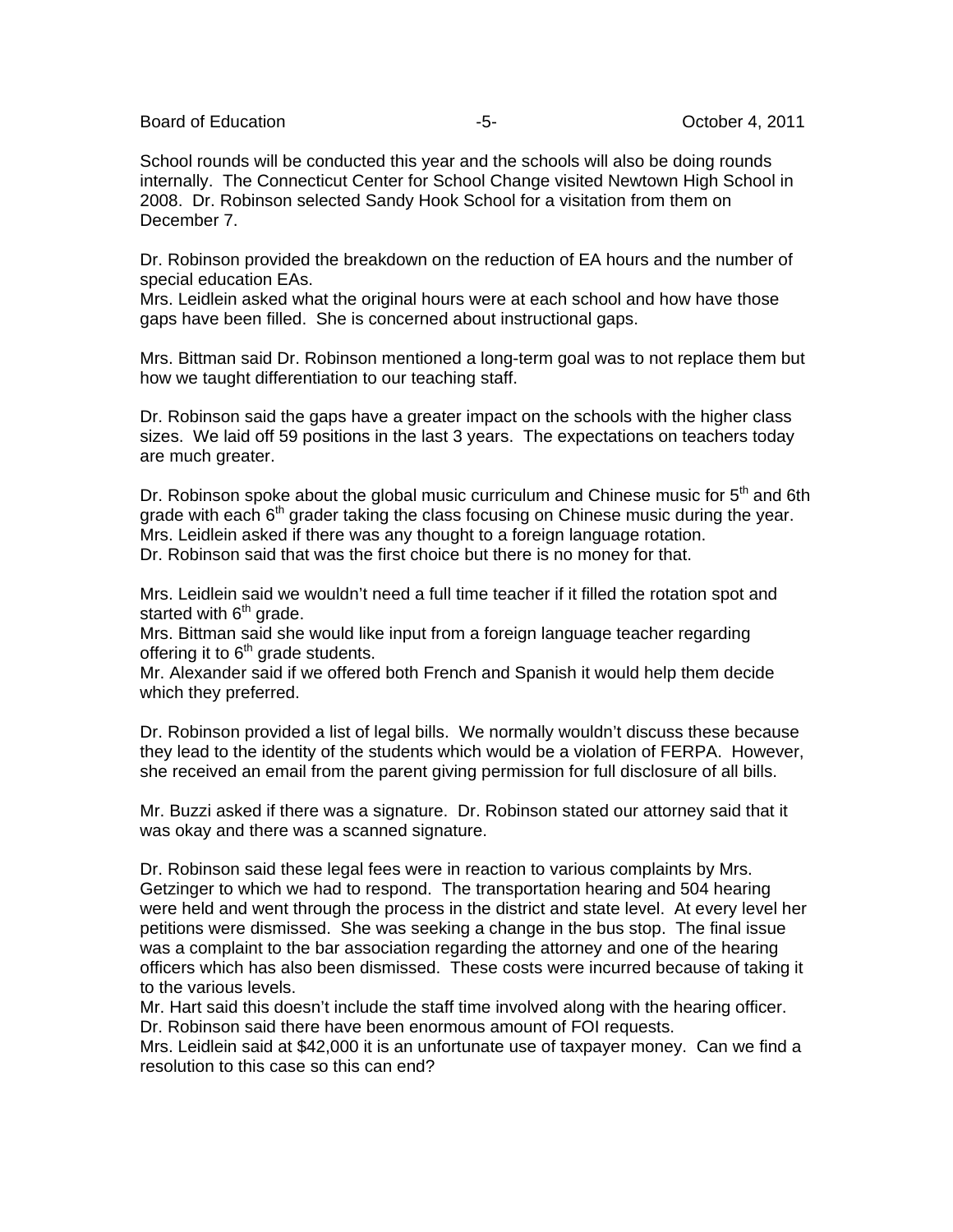School rounds will be conducted this year and the schools will also be doing rounds internally. The Connecticut Center for School Change visited Newtown High School in 2008. Dr. Robinson selected Sandy Hook School for a visitation from them on December 7.

Dr. Robinson provided the breakdown on the reduction of EA hours and the number of special education EAs.
Mrs. Leidlein asked what the original hours were at each school and how have those gaps have been filled. She is concerned about instructional gaps.

Mrs. Bittman said Dr. Robinson mentioned a long-term goal was to not replace them but how we taught differentiation to our teaching staff.

Dr. Robinson said the gaps have a greater impact on the schools with the higher class sizes. We laid off 59 positions in the last 3 years. The expectations on teachers today are much greater.

Dr. Robinson spoke about the global music curriculum and Chinese music for 5th and 6th grade with each 6th grader taking the class focusing on Chinese music during the year.
Mrs. Leidlein asked if there was any thought to a foreign language rotation.
Dr. Robinson said that was the first choice but there is no money for that.

Mrs. Leidlein said we wouldn't need a full time teacher if it filled the rotation spot and started with 6th grade.
Mrs. Bittman said she would like input from a foreign language teacher regarding offering it to 6th grade students.
Mr. Alexander said if we offered both French and Spanish it would help them decide which they preferred.

Dr. Robinson provided a list of legal bills. We normally wouldn't discuss these because they lead to the identity of the students which would be a violation of FERPA. However, she received an email from the parent giving permission for full disclosure of all bills.

Mr. Buzzi asked if there was a signature. Dr. Robinson stated our attorney said that it was okay and there was a scanned signature.

Dr. Robinson said these legal fees were in reaction to various complaints by Mrs. Getzinger to which we had to respond. The transportation hearing and 504 hearing were held and went through the process in the district and state level. At every level her petitions were dismissed. She was seeking a change in the bus stop. The final issue was a complaint to the bar association regarding the attorney and one of the hearing officers which has also been dismissed. These costs were incurred because of taking it to the various levels.
Mr. Hart said this doesn't include the staff time involved along with the hearing officer.
Dr. Robinson said there have been enormous amount of FOI requests.
Mrs. Leidlein said at $42,000 it is an unfortunate use of taxpayer money. Can we find a resolution to this case so this can end?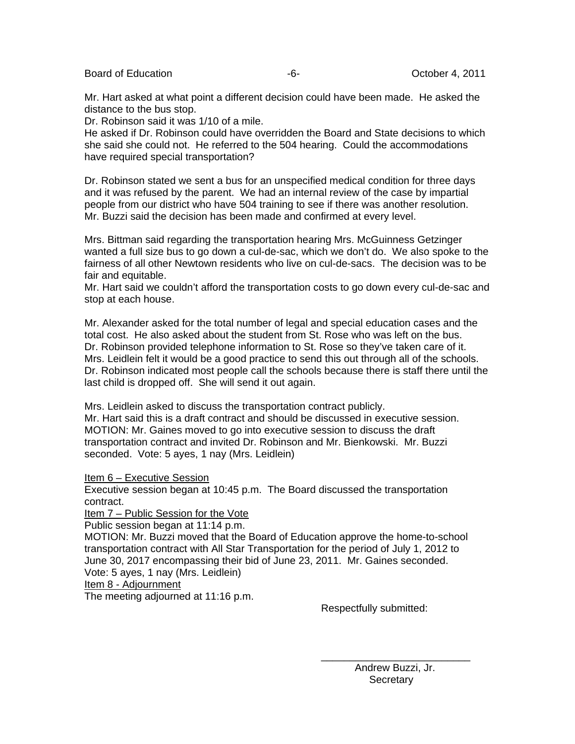Mr. Hart asked at what point a different decision could have been made. He asked the distance to the bus stop.

Dr. Robinson said it was 1/10 of a mile.

He asked if Dr. Robinson could have overridden the Board and State decisions to which she said she could not. He referred to the 504 hearing. Could the accommodations have required special transportation?

Dr. Robinson stated we sent a bus for an unspecified medical condition for three days and it was refused by the parent. We had an internal review of the case by impartial people from our district who have 504 training to see if there was another resolution. Mr. Buzzi said the decision has been made and confirmed at every level.

Mrs. Bittman said regarding the transportation hearing Mrs. McGuinness Getzinger wanted a full size bus to go down a cul-de-sac, which we don't do. We also spoke to the fairness of all other Newtown residents who live on cul-de-sacs. The decision was to be fair and equitable.

Mr. Hart said we couldn't afford the transportation costs to go down every cul-de-sac and stop at each house.

Mr. Alexander asked for the total number of legal and special education cases and the total cost. He also asked about the student from St. Rose who was left on the bus. Dr. Robinson provided telephone information to St. Rose so they've taken care of it. Mrs. Leidlein felt it would be a good practice to send this out through all of the schools. Dr. Robinson indicated most people call the schools because there is staff there until the last child is dropped off. She will send it out again.

Mrs. Leidlein asked to discuss the transportation contract publicly.

Mr. Hart said this is a draft contract and should be discussed in executive session.

MOTION: Mr. Gaines moved to go into executive session to discuss the draft transportation contract and invited Dr. Robinson and Mr. Bienkowski. Mr. Buzzi seconded. Vote: 5 ayes, 1 nay (Mrs. Leidlein)

Item 6 – Executive Session

Executive session began at 10:45 p.m. The Board discussed the transportation contract.

Item 7 – Public Session for the Vote

Public session began at 11:14 p.m.

MOTION: Mr. Buzzi moved that the Board of Education approve the home-to-school transportation contract with All Star Transportation for the period of July 1, 2012 to June 30, 2017 encompassing their bid of June 23, 2011. Mr. Gaines seconded. Vote: 5 ayes, 1 nay (Mrs. Leidlein)

Item 8 - Adjournment

The meeting adjourned at 11:16 p.m.

Respectfully submitted:

\_\_\_\_\_\_\_\_\_\_\_\_\_\_\_\_\_\_\_\_\_\_\_\_\_\_\_

Andrew Buzzi, Jr.
Secretary